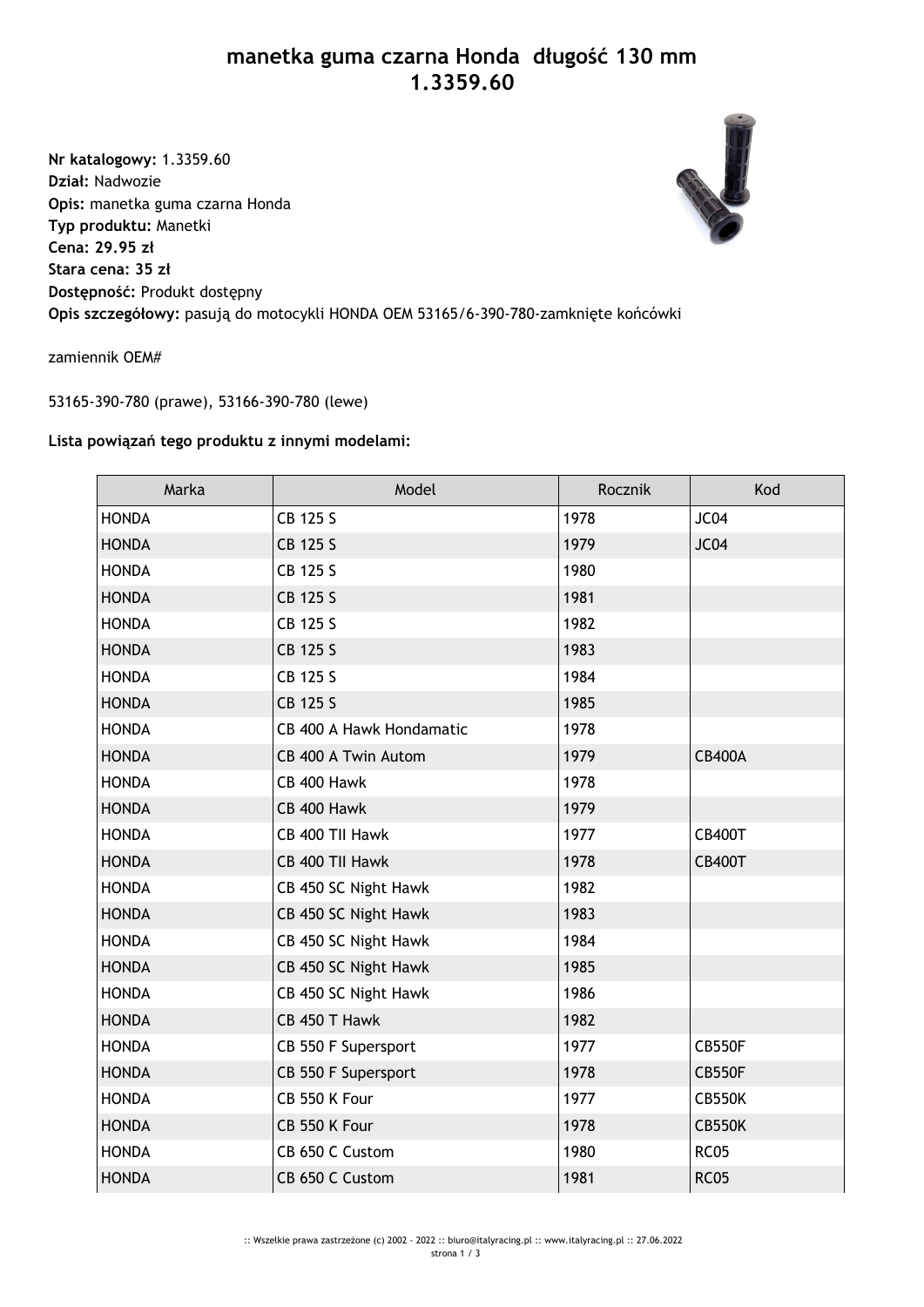# manetka guma czarna Honda długość 130 mm 1.3359.60

**Nr katalogowy:** 1.3359.60
**Dział:** Nadwozie
**Opis:** manetka guma czarna Honda
**Typ produktu:** Manetki
**Cena: 29.95 zł**
**Stara cena: 35 zł**
**Dostępność:** Produkt dostępny
**Opis szczegółowy:** pasują do motocykli HONDA OEM 53165/6-390-780-zamknięte końcówki

zamiennik OEM#

53165-390-780 (prawe), 53166-390-780 (lewe)

**Lista powiązań tego produktu z innymi modelami:**

| Marka | Model | Rocznik | Kod |
| --- | --- | --- | --- |
| HONDA | CB 125 S | 1978 | JC04 |
| HONDA | CB 125 S | 1979 | JC04 |
| HONDA | CB 125 S | 1980 | |
| HONDA | CB 125 S | 1981 | |
| HONDA | CB 125 S | 1982 | |
| HONDA | CB 125 S | 1983 | |
| HONDA | CB 125 S | 1984 | |
| HONDA | CB 125 S | 1985 | |
| HONDA | CB 400 A Hawk Hondamatic | 1978 | |
| HONDA | CB 400 A Twin Autom | 1979 | CB400A |
| HONDA | CB 400 Hawk | 1978 | |
| HONDA | CB 400 Hawk | 1979 | |
| HONDA | CB 400 TII Hawk | 1977 | CB400T |
| HONDA | CB 400 TII Hawk | 1978 | CB400T |
| HONDA | CB 450 SC Night Hawk | 1982 | |
| HONDA | CB 450 SC Night Hawk | 1983 | |
| HONDA | CB 450 SC Night Hawk | 1984 | |
| HONDA | CB 450 SC Night Hawk | 1985 | |
| HONDA | CB 450 SC Night Hawk | 1986 | |
| HONDA | CB 450 T Hawk | 1982 | |
| HONDA | CB 550 F Supersport | 1977 | CB550F |
| HONDA | CB 550 F Supersport | 1978 | CB550F |
| HONDA | CB 550 K Four | 1977 | CB550K |
| HONDA | CB 550 K Four | 1978 | CB550K |
| HONDA | CB 650 C Custom | 1980 | RC05 |
| HONDA | CB 650 C Custom | 1981 | RC05 |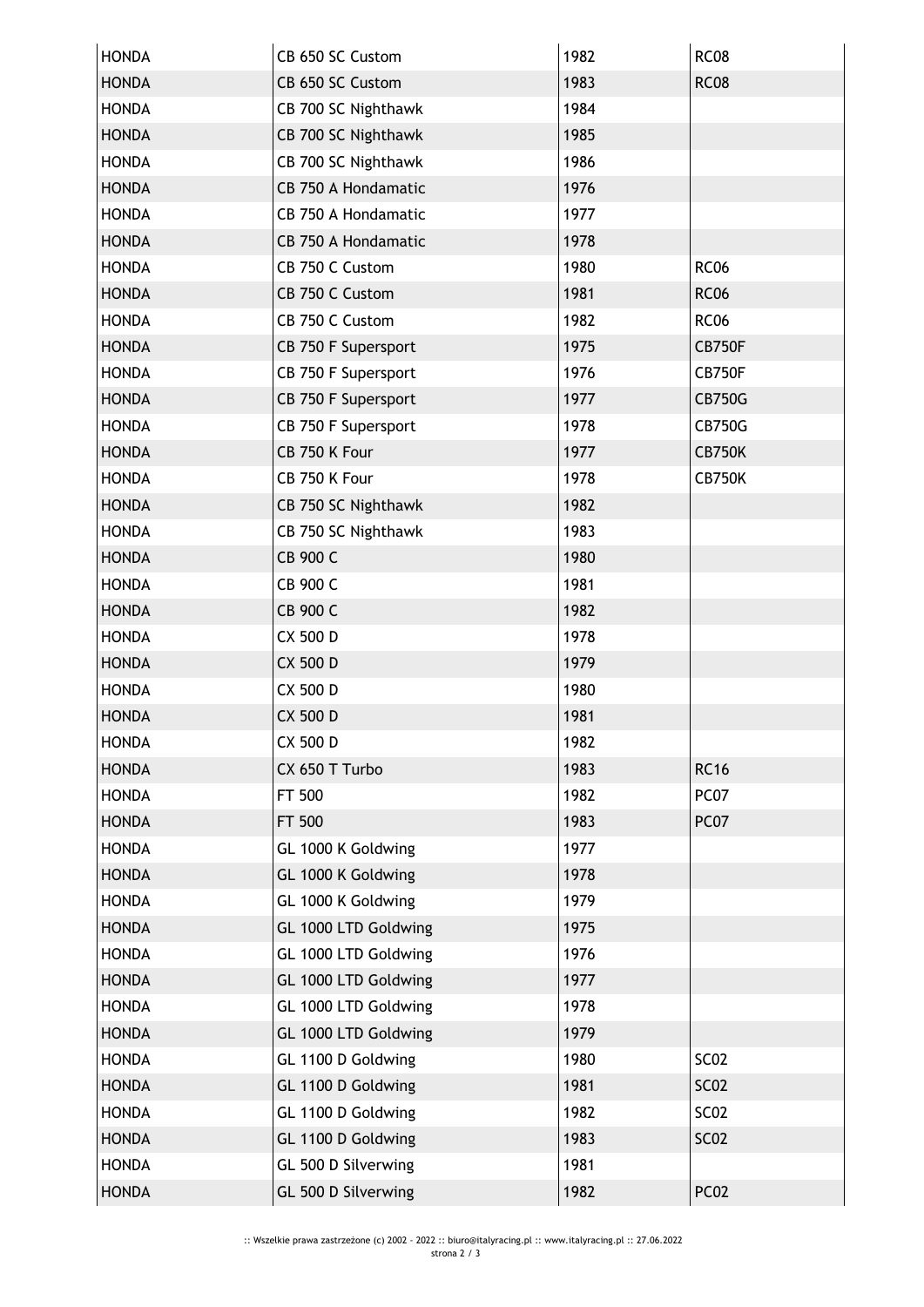| HONDA | CB 650 SC Custom | 1982 | RC08 |
|---|---|---|---|
| HONDA | CB 650 SC Custom | 1983 | RC08 |
| HONDA | CB 700 SC Nighthawk | 1984 | |
| HONDA | CB 700 SC Nighthawk | 1985 | |
| HONDA | CB 700 SC Nighthawk | 1986 | |
| HONDA | CB 750 A Hondamatic | 1976 | |
| HONDA | CB 750 A Hondamatic | 1977 | |
| HONDA | CB 750 A Hondamatic | 1978 | |
| HONDA | CB 750 C Custom | 1980 | RC06 |
| HONDA | CB 750 C Custom | 1981 | RC06 |
| HONDA | CB 750 C Custom | 1982 | RC06 |
| HONDA | CB 750 F Supersport | 1975 | CB750F |
| HONDA | CB 750 F Supersport | 1976 | CB750F |
| HONDA | CB 750 F Supersport | 1977 | CB750G |
| HONDA | CB 750 F Supersport | 1978 | CB750G |
| HONDA | CB 750 K Four | 1977 | CB750K |
| HONDA | CB 750 K Four | 1978 | CB750K |
| HONDA | CB 750 SC Nighthawk | 1982 | |
| HONDA | CB 750 SC Nighthawk | 1983 | |
| HONDA | CB 900 C | 1980 | |
| HONDA | CB 900 C | 1981 | |
| HONDA | CB 900 C | 1982 | |
| HONDA | CX 500 D | 1978 | |
| HONDA | CX 500 D | 1979 | |
| HONDA | CX 500 D | 1980 | |
| HONDA | CX 500 D | 1981 | |
| HONDA | CX 500 D | 1982 | |
| HONDA | CX 650 T Turbo | 1983 | RC16 |
| HONDA | FT 500 | 1982 | PC07 |
| HONDA | FT 500 | 1983 | PC07 |
| HONDA | GL 1000 K Goldwing | 1977 | |
| HONDA | GL 1000 K Goldwing | 1978 | |
| HONDA | GL 1000 K Goldwing | 1979 | |
| HONDA | GL 1000 LTD Goldwing | 1975 | |
| HONDA | GL 1000 LTD Goldwing | 1976 | |
| HONDA | GL 1000 LTD Goldwing | 1977 | |
| HONDA | GL 1000 LTD Goldwing | 1978 | |
| HONDA | GL 1000 LTD Goldwing | 1979 | |
| HONDA | GL 1100 D Goldwing | 1980 | SC02 |
| HONDA | GL 1100 D Goldwing | 1981 | SC02 |
| HONDA | GL 1100 D Goldwing | 1982 | SC02 |
| HONDA | GL 1100 D Goldwing | 1983 | SC02 |
| HONDA | GL 500 D Silverwing | 1981 | |
| HONDA | GL 500 D Silverwing | 1982 | PC02 |

:: Wszelkie prawa zastrzeżone (c) 2002 - 2022 :: biuro@italyracing.pl :: www.italyracing.pl :: 27.06.2022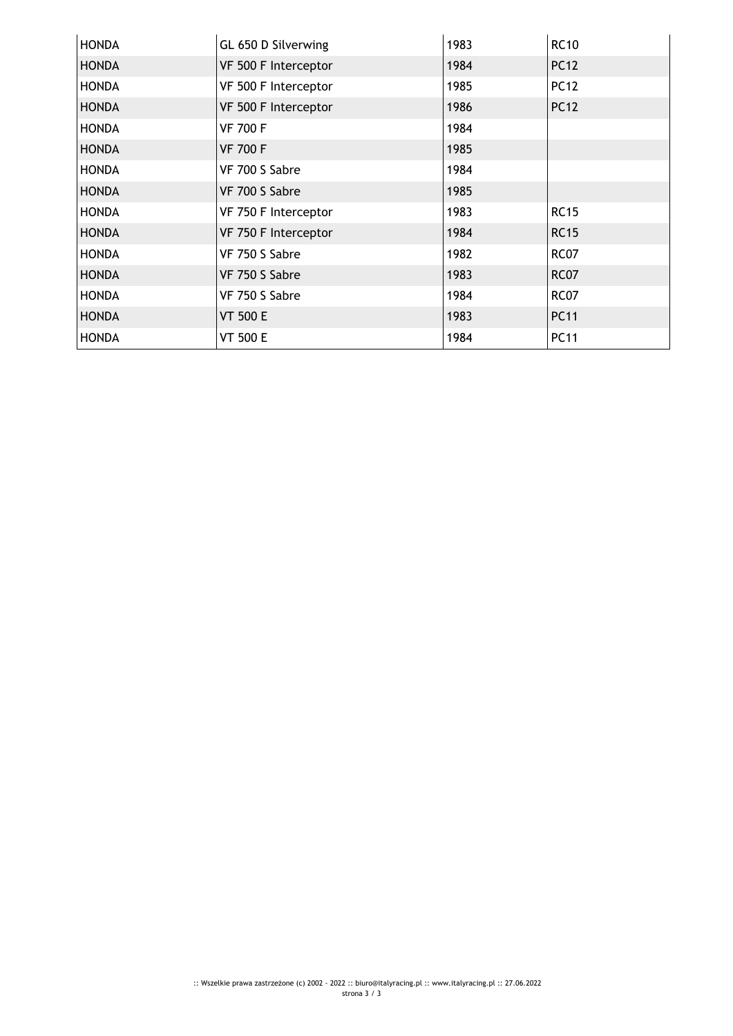| | | | |
|---|---|---|---|
| HONDA | GL 650 D Silverwing | 1983 | RC10 |
| HONDA | VF 500 F Interceptor | 1984 | PC12 |
| HONDA | VF 500 F Interceptor | 1985 | PC12 |
| HONDA | VF 500 F Interceptor | 1986 | PC12 |
| HONDA | VF 700 F | 1984 | |
| HONDA | VF 700 F | 1985 | |
| HONDA | VF 700 S Sabre | 1984 | |
| HONDA | VF 700 S Sabre | 1985 | |
| HONDA | VF 750 F Interceptor | 1983 | RC15 |
| HONDA | VF 750 F Interceptor | 1984 | RC15 |
| HONDA | VF 750 S Sabre | 1982 | RC07 |
| HONDA | VF 750 S Sabre | 1983 | RC07 |
| HONDA | VF 750 S Sabre | 1984 | RC07 |
| HONDA | VT 500 E | 1983 | PC11 |
| HONDA | VT 500 E | 1984 | PC11 |